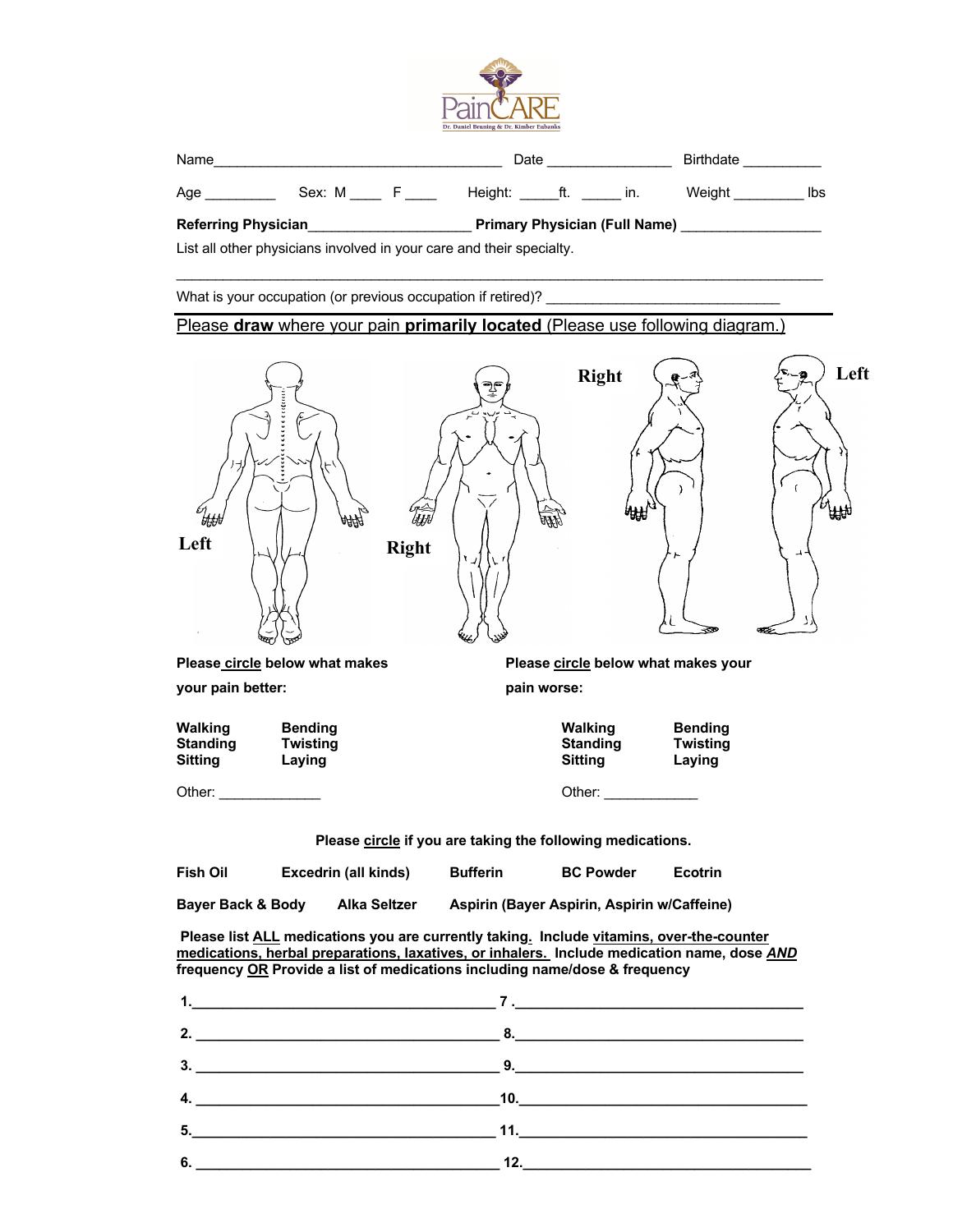PainCARE

Dr. Daniel Bruning & Dr. Kimber Eubanks

Name_____________________________________ Date ________________ Birthdate __________

Age _________ Sex: M ____ F ____ Height: _____ft. _____ in. Weight _________ lbs

**Referring Physician**_____________________ **Primary Physician (Full Name)** __________________

List all other physicians involved in your care and their specialty.

_______________________________________________________________________________

What is your occupation (or previous occupation if retired)? ______________________________

Please **draw** where your pain **primarily located** (Please use following diagram.)

Left

Right

Right

Left

**Please circle below what makes your pain better:**

**Walking** **Bending**
**Standing** **Twisting**
**Sitting** **Laying**

Other: _____________

**Please circle below what makes your pain worse:**

**Walking** **Bending**
**Standing** **Twisting**
**Sitting** **Laying**

Other: ____________

**Please circle if you are taking the following medications.**

**Fish Oil** **Excedrin (all kinds)** **Bufferin** **BC Powder** **Ecotrin**

**Bayer Back & Body** **Alka Seltzer** **Aspirin (Bayer Aspirin, Aspirin w/Caffeine)**

**Please list ALL medications you are currently taking. Include vitamins, over-the-counter medications, herbal preparations, laxatives, or inhalers. Include medication name, dose *AND* frequency OR Provide a list of medications including name/dose & frequency**

1. _____________________________________ 7. _____________________________________

2. _____________________________________ 8. _____________________________________

3. _____________________________________ 9. _____________________________________

4. _____________________________________ 10. ____________________________________

5. _____________________________________ 11. ____________________________________

6. _____________________________________ 12. ____________________________________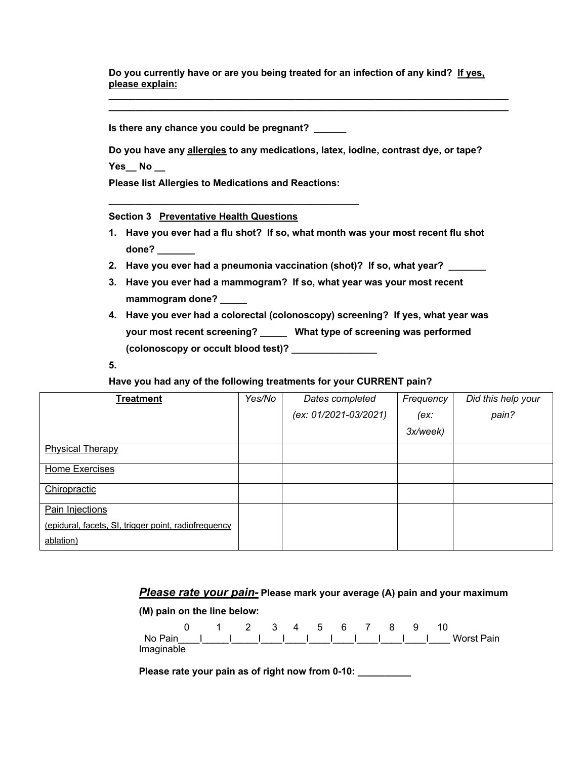**Do you currently have or are you being treated for an infection of any kind? If yes, please explain:**

________________________________________________________________________________

________________________________________________________________________________

**Is there any chance you could be pregnant? ______**

**Do you have any allergies to any medications, latex, iodine, contrast dye, or tape?**

**Yes__ No __**

**Please list Allergies to Medications and Reactions:**

__________________________________________________

**Section 3 Preventative Health Questions**

1. **Have you ever had a flu shot? If so, what month was your most recent flu shot done? _______**
2. **Have you ever had a pneumonia vaccination (shot)? If so, what year? _______**
3. **Have you ever had a mammogram? If so, what year was your most recent mammogram done? _____**
4. **Have you ever had a colorectal (colonoscopy) screening? If yes, what year was your most recent screening? _____ What type of screening was performed (colonoscopy or occult blood test)? ________________**
5. 

**Have you had any of the following treatments for your CURRENT pain?**

| Treatment | *Yes/No* | *Dates completed (ex: 01/2021-03/2021)* | *Frequency (ex: 3x/week)* | *Did this help your pain?* |
|---|---|---|---|---|
| Physical Therapy | | | | |
| Home Exercises | | | | |
| Chiropractic | | | | |
| Pain Injections (epidural, facets, SI, trigger point, radiofrequency ablation) | | | | |

***Please rate your pain-*** **Please mark your average (A) pain and your maximum (M) pain on the line below:**

```
          0     1     2     3    4     5     6     7     8     9    10
No Pain____|_____|_____|_____|____|____|____|____|____|____|____|____ Worst Pain Imaginable
```

**Please rate your pain as of right now from 0-10: __________**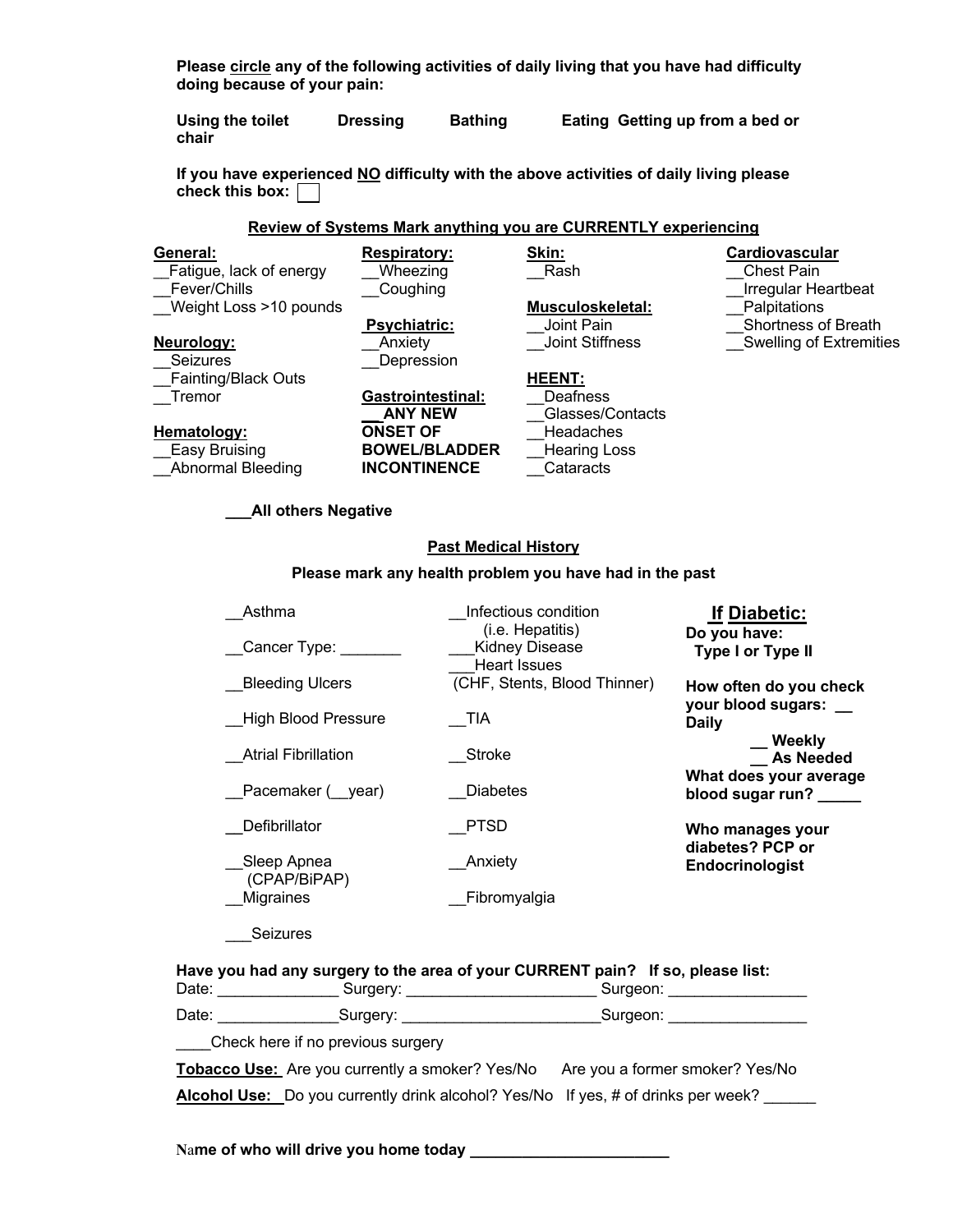**Please circle any of the following activities of daily living that you have had difficulty doing because of your pain:**

**Using the toilet   Dressing   Bathing   Eating   Getting up from a bed or chair**

**If you have experienced NO difficulty with the above activities of daily living please check this box:** ☐

**Review of Systems Mark anything you are CURRENTLY experiencing**

**General:**
__Fatigue, lack of energy
__Fever/Chills
__Weight Loss >10 pounds

**Neurology:**
__Seizures
__Fainting/Black Outs
__Tremor

**Hematology:**
__Easy Bruising
__Abnormal Bleeding

**Respiratory:**
__Wheezing
__Coughing

**Psychiatric:**
__Anxiety
__Depression

**Gastrointestinal:**
**__ANY NEW ONSET OF BOWEL/BLADDER INCONTINENCE**

**Skin:**
__Rash

**Musculoskeletal:**
__Joint Pain
__Joint Stiffness

**HEENT:**
__Deafness
__Glasses/Contacts
__Headaches
__Hearing Loss
__Cataracts

**Cardiovascular**
__Chest Pain
__Irregular Heartbeat
__Palpitations
__Shortness of Breath
__Swelling of Extremities

**___All others Negative**

**Past Medical History**

**Please mark any health problem you have had in the past**

__Asthma
__Cancer Type: _______
__Bleeding Ulcers
__High Blood Pressure
__Atrial Fibrillation
__Pacemaker (__year)
__Defibrillator
__Sleep Apnea (CPAP/BiPAP)
__Migraines
___Seizures

__Infectious condition (i.e. Hepatitis)
___Kidney Disease
___Heart Issues (CHF, Stents, Blood Thinner)
__TIA
__Stroke
__Diabetes
__PTSD
__Anxiety
__Fibromyalgia

**If Diabetic:**
**Do you have: Type I or Type II**

**How often do you check your blood sugars: __ Daily**
**__ Weekly**
**__ As Needed**

**What does your average blood sugar run? _____**

**Who manages your diabetes? PCP or Endocrinologist**

**Have you had any surgery to the area of your CURRENT pain? If so, please list:**

Date: ______________ Surgery: _______________________ Surgeon: ________________

Date: ______________Surgery: _______________________Surgeon: ________________

____Check here if no previous surgery

**Tobacco Use:** Are you currently a smoker? Yes/No   Are you a former smoker? Yes/No

**Alcohol Use:** Do you currently drink alcohol? Yes/No   If yes, # of drinks per week? ______

**Name of who will drive you home today ________________________**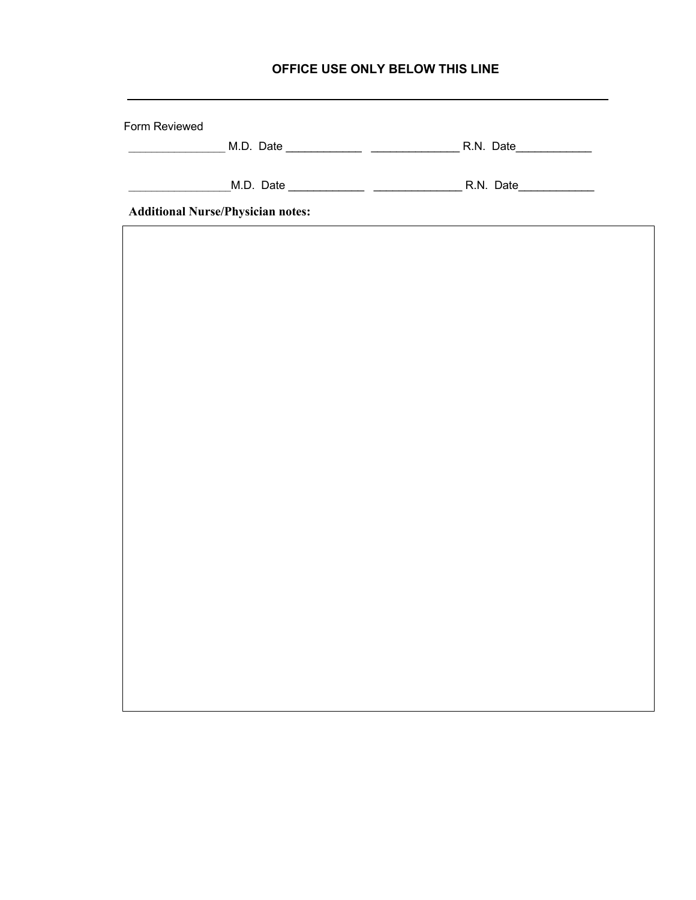**OFFICE USE ONLY BELOW THIS LINE**

---

Form Reviewed

_______________ M.D. Date ____________ ______________ R.N. Date____________

________________M.D. Date ____________ ______________ R.N. Date____________

**Additional Nurse/Physician notes:**